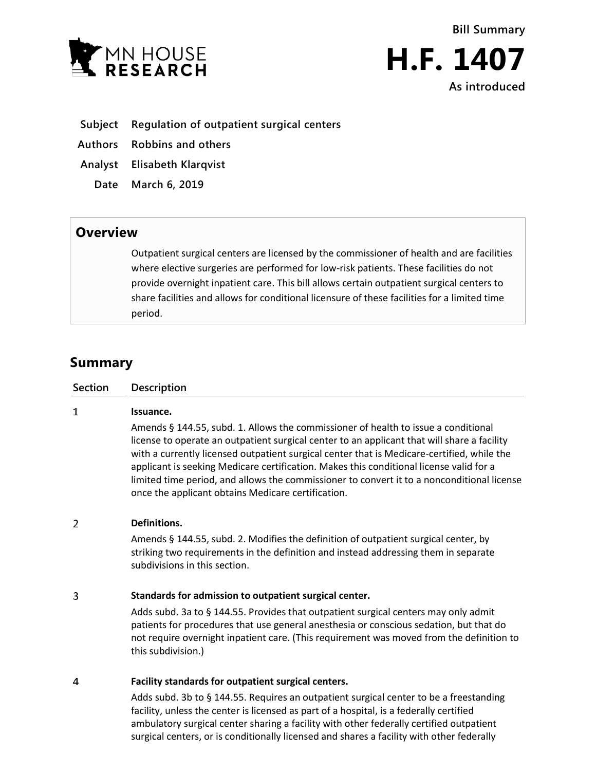MN HOUSE RESEARCH

Bill Summary

# H.F. 1407

As introduced

**Subject** Regulation of outpatient surgical centers

**Authors** Robbins and others

**Analyst** Elisabeth Klarqvist

**Date** March 6, 2019

## Overview

Outpatient surgical centers are licensed by the commissioner of health and are facilities where elective surgeries are performed for low-risk patients. These facilities do not provide overnight inpatient care. This bill allows certain outpatient surgical centers to share facilities and allows for conditional licensure of these facilities for a limited time period.

## Summary

| Section | Description |
|---|---|
| 1 | **Issuance.**<br>Amends § 144.55, subd. 1. Allows the commissioner of health to issue a conditional license to operate an outpatient surgical center to an applicant that will share a facility with a currently licensed outpatient surgical center that is Medicare-certified, while the applicant is seeking Medicare certification. Makes this conditional license valid for a limited time period, and allows the commissioner to convert it to a nonconditional license once the applicant obtains Medicare certification. |
| 2 | **Definitions.**<br>Amends § 144.55, subd. 2. Modifies the definition of outpatient surgical center, by striking two requirements in the definition and instead addressing them in separate subdivisions in this section. |
| 3 | **Standards for admission to outpatient surgical center.**<br>Adds subd. 3a to § 144.55. Provides that outpatient surgical centers may only admit patients for procedures that use general anesthesia or conscious sedation, but that do not require overnight inpatient care. (This requirement was moved from the definition to this subdivision.) |
| 4 | **Facility standards for outpatient surgical centers.**<br>Adds subd. 3b to § 144.55. Requires an outpatient surgical center to be a freestanding facility, unless the center is licensed as part of a hospital, is a federally certified ambulatory surgical center sharing a facility with other federally certified outpatient surgical centers, or is conditionally licensed and shares a facility with other federally |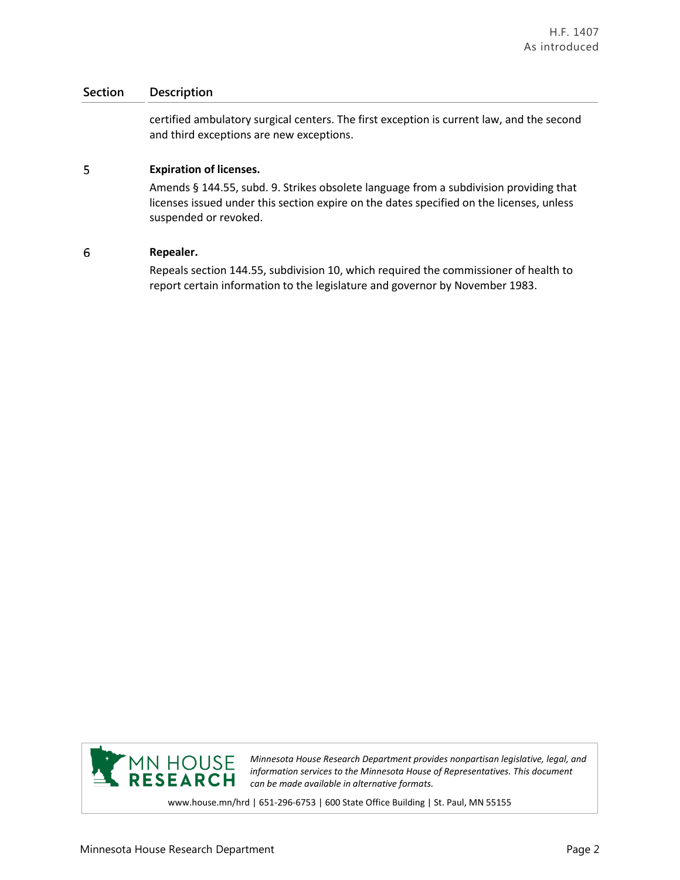| Section | Description |
|---|---|
| | certified ambulatory surgical centers. The first exception is current law, and the second and third exceptions are new exceptions. |
| 5 | **Expiration of licenses.**<br>Amends § 144.55, subd. 9. Strikes obsolete language from a subdivision providing that licenses issued under this section expire on the dates specified on the licenses, unless suspended or revoked. |
| 6 | **Repealer.**<br>Repeals section 144.55, subdivision 10, which required the commissioner of health to report certain information to the legislature and governor by November 1983. |

MN HOUSE RESEARCH

*Minnesota House Research Department provides nonpartisan legislative, legal, and information services to the Minnesota House of Representatives. This document can be made available in alternative formats.*

www.house.mn/hrd | 651-296-6753 | 600 State Office Building | St. Paul, MN 55155